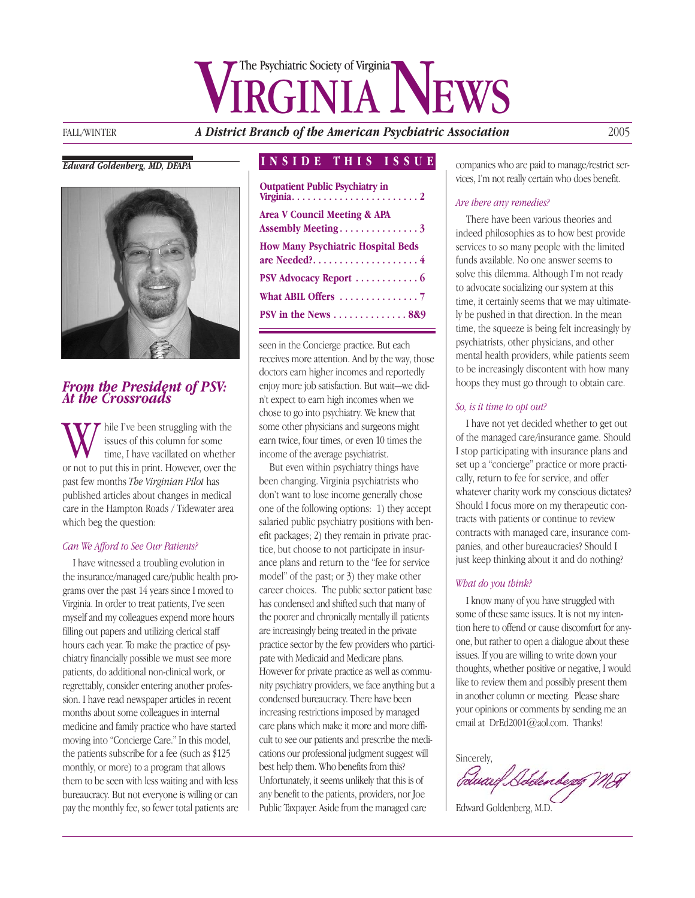# The Psychiatric Society of Virginia VIRGINIA NEWS

FALL/WINTER *A District Branch of the American Psychiatric Association* 2005

**INSIDE THIS ISSUE**

- **Outpatient Public Psychiatry in Virginia** . . . . . . . . . . . . . . . . . . . . . . . . 2
- **Area V Council Meeting & APA Assembly Meeting** . . . . . . . . . . . . . . . 3
- **How Many Psychiatric Hospital Beds are Needed?** . . . . . . . . . . . . . . . . . . . . 4
- **PSV Advocacy Report** . . . . . . . . . . . 6
- **What ABIL Offers** . . . . . . . . . . . . . . . 7
- **PSV in the News** . . . . . . . . . . . . . . 8&9

***Edward Goldenberg, MD, DFAPA***

## *From the President of PSV: At the Crossroads*

While I've been struggling with the issues of this column for some time, I have vacillated on whether or not to put this in print. However, over the past few months *The Virginian Pilot* has published articles about changes in medical care in the Hampton Roads / Tidewater area which beg the question:

### *Can We Afford to See Our Patients?*

I have witnessed a troubling evolution in the insurance/managed care/public health programs over the past 14 years since I moved to Virginia. In order to treat patients, I've seen myself and my colleagues expend more hours filling out papers and utilizing clerical staff hours each year. To make the practice of psychiatry financially possible we must see more patients, do additional non-clinical work, or regrettably, consider entering another profession. I have read newspaper articles in recent months about some colleagues in internal medicine and family practice who have started moving into "Concierge Care." In this model, the patients subscribe for a fee (such as $125 monthly, or more) to a program that allows them to be seen with less waiting and with less bureaucracy. But not everyone is willing or can pay the monthly fee, so fewer total patients are seen in the Concierge practice. But each receives more attention. And by the way, those doctors earn higher incomes and reportedly enjoy more job satisfaction. But wait—we didn't expect to earn high incomes when we chose to go into psychiatry. We knew that some other physicians and surgeons might earn twice, four times, or even 10 times the income of the average psychiatrist.

But even within psychiatry things have been changing. Virginia psychiatrists who don't want to lose income generally chose one of the following options: 1) they accept salaried public psychiatry positions with benefit packages; 2) they remain in private practice, but choose to not participate in insurance plans and return to the "fee for service model" of the past; or 3) they make other career choices. The public sector patient base has condensed and shifted such that many of the poorer and chronically mentally ill patients are increasingly being treated in the private practice sector by the few providers who participate with Medicaid and Medicare plans. However for private practice as well as community psychiatry providers, we face anything but a condensed bureaucracy. There have been increasing restrictions imposed by managed care plans which make it more and more difficult to see our patients and prescribe the medications our professional judgment suggest will best help them. Who benefits from this? Unfortunately, it seems unlikely that this is of any benefit to the patients, providers, nor Joe Public Taxpayer. Aside from the managed care companies who are paid to manage/restrict services, I'm not really certain who does benefit.

### *Are there any remedies?*

There have been various theories and indeed philosophies as to how best provide services to so many people with the limited funds available. No one answer seems to solve this dilemma. Although I'm not ready to advocate socializing our system at this time, it certainly seems that we may ultimately be pushed in that direction. In the mean time, the squeeze is being felt increasingly by psychiatrists, other physicians, and other mental health providers, while patients seem to be increasingly discontent with how many hoops they must go through to obtain care.

### *So, is it time to opt out?*

I have not yet decided whether to get out of the managed care/insurance game. Should I stop participating with insurance plans and set up a "concierge" practice or more practically, return to fee for service, and offer whatever charity work my conscious dictates? Should I focus more on my therapeutic contracts with patients or continue to review contracts with managed care, insurance companies, and other bureaucracies? Should I just keep thinking about it and do nothing?

### *What do you think?*

I know many of you have struggled with some of these same issues. It is not my intention here to offend or cause discomfort for anyone, but rather to open a dialogue about these issues. If you are willing to write down your thoughts, whether positive or negative, I would like to review them and possibly present them in another column or meeting. Please share your opinions or comments by sending me an email at DrEd2001@aol.com. Thanks!

Sincerely,

Edward Goldenberg, M.D.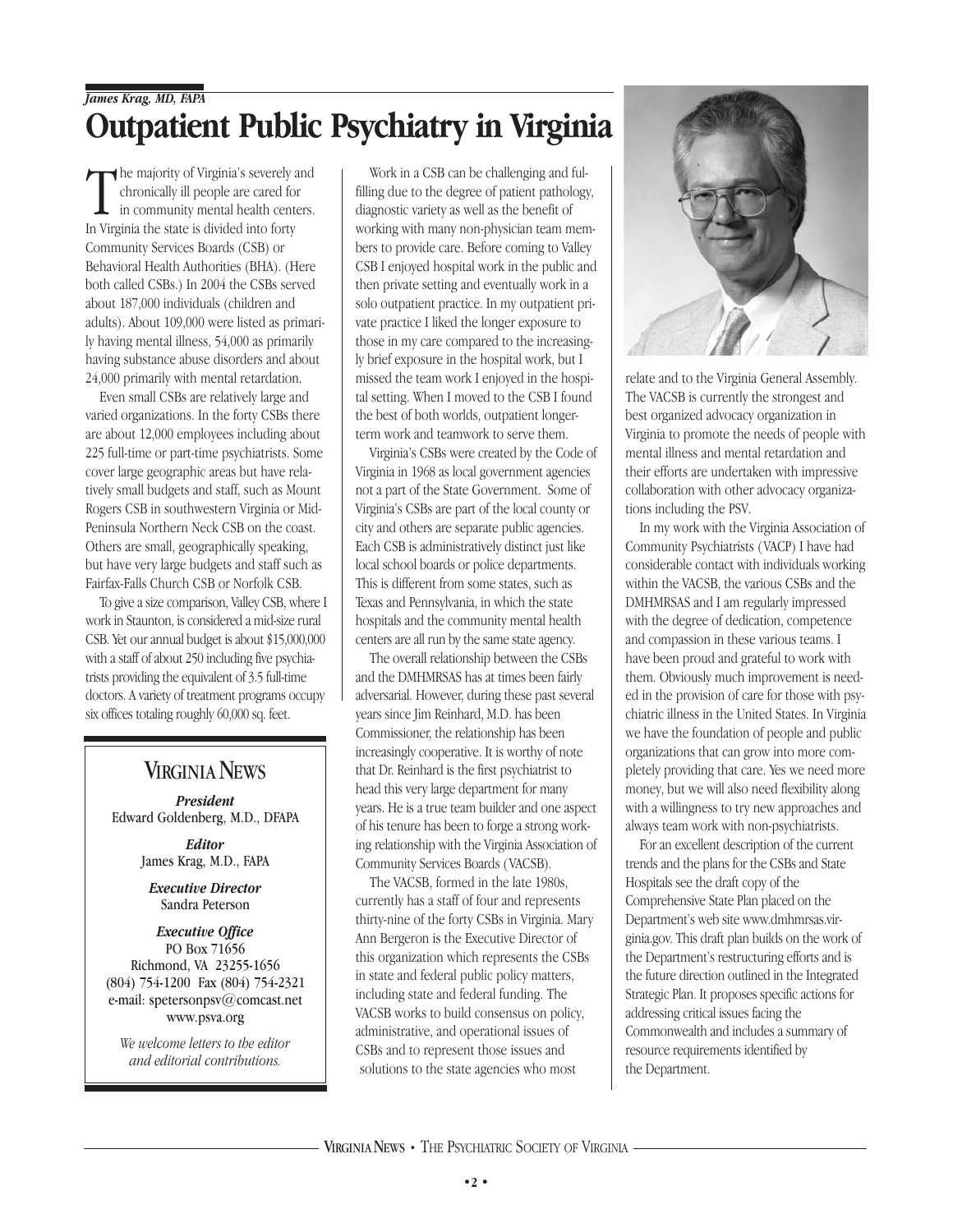*James Krag, MD, FAPA*

# Outpatient Public Psychiatry in Virginia

The majority of Virginia's severely and chronically ill people are cared for in community mental health centers. In Virginia the state is divided into forty Community Services Boards (CSB) or Behavioral Health Authorities (BHA). (Here both called CSBs.) In 2004 the CSBs served about 187,000 individuals (children and adults). About 109,000 were listed as primarily having mental illness, 54,000 as primarily having substance abuse disorders and about 24,000 primarily with mental retardation.

Even small CSBs are relatively large and varied organizations. In the forty CSBs there are about 12,000 employees including about 225 full-time or part-time psychiatrists. Some cover large geographic areas but have relatively small budgets and staff, such as Mount Rogers CSB in southwestern Virginia or Mid-Peninsula Northern Neck CSB on the coast. Others are small, geographically speaking, but have very large budgets and staff such as Fairfax-Falls Church CSB or Norfolk CSB.

To give a size comparison, Valley CSB, where I work in Staunton, is considered a mid-size rural CSB. Yet our annual budget is about $15,000,000 with a staff of about 250 including five psychiatrists providing the equivalent of 3.5 full-time doctors. A variety of treatment programs occupy six offices totaling roughly 60,000 sq. feet.

Work in a CSB can be challenging and fulfilling due to the degree of patient pathology, diagnostic variety as well as the benefit of working with many non-physician team members to provide care. Before coming to Valley CSB I enjoyed hospital work in the public and then private setting and eventually work in a solo outpatient practice. In my outpatient private practice I liked the longer exposure to those in my care compared to the increasingly brief exposure in the hospital work, but I missed the team work I enjoyed in the hospital setting. When I moved to the CSB I found the best of both worlds, outpatient longer-term work and teamwork to serve them.

Virginia's CSBs were created by the Code of Virginia in 1968 as local government agencies not a part of the State Government. Some of Virginia's CSBs are part of the local county or city and others are separate public agencies. Each CSB is administratively distinct just like local school boards or police departments. This is different from some states, such as Texas and Pennsylvania, in which the state hospitals and the community mental health centers are all run by the same state agency.

The overall relationship between the CSBs and the DMHMRSAS has at times been fairly adversarial. However, during these past several years since Jim Reinhard, M.D. has been Commissioner, the relationship has been increasingly cooperative. It is worthy of note that Dr. Reinhard is the first psychiatrist to head this very large department for many years. He is a true team builder and one aspect of his tenure has been to forge a strong working relationship with the Virginia Association of Community Services Boards (VACSB).

The VACSB, formed in the late 1980s, currently has a staff of four and represents thirty-nine of the forty CSBs in Virginia. Mary Ann Bergeron is the Executive Director of this organization which represents the CSBs in state and federal public policy matters, including state and federal funding. The VACSB works to build consensus on policy, administrative, and operational issues of CSBs and to represent those issues and solutions to the state agencies who most relate and to the Virginia General Assembly. The VACSB is currently the strongest and best organized advocacy organization in Virginia to promote the needs of people with mental illness and mental retardation and their efforts are undertaken with impressive collaboration with other advocacy organizations including the PSV.

In my work with the Virginia Association of Community Psychiatrists (VACP) I have had considerable contact with individuals working within the VACSB, the various CSBs and the DMHMRSAS and I am regularly impressed with the degree of dedication, competence and compassion in these various teams. I have been proud and grateful to work with them. Obviously much improvement is needed in the provision of care for those with psychiatric illness in the United States. In Virginia we have the foundation of people and public organizations that can grow into more completely providing that care. Yes we need more money, but we will also need flexibility along with a willingness to try new approaches and always team work with non-psychiatrists.

For an excellent description of the current trends and the plans for the CSBs and State Hospitals see the draft copy of the Comprehensive State Plan placed on the Department's web site www.dmhmrsas.virginia.gov. This draft plan builds on the work of the Department's restructuring efforts and is the future direction outlined in the Integrated Strategic Plan. It proposes specific actions for addressing critical issues facing the Commonwealth and includes a summary of resource requirements identified by the Department.

## Virginia News

***President***
Edward Goldenberg, M.D., DFAPA

***Editor***
James Krag, M.D., FAPA

***Executive Director***
Sandra Peterson

***Executive Office***
PO Box 71656
Richmond, VA 23255-1656
(804) 754-1200 Fax (804) 754-2321
e-mail: spetersonpsv@comcast.net
www.psva.org

*We welcome letters to the editor and editorial contributions.*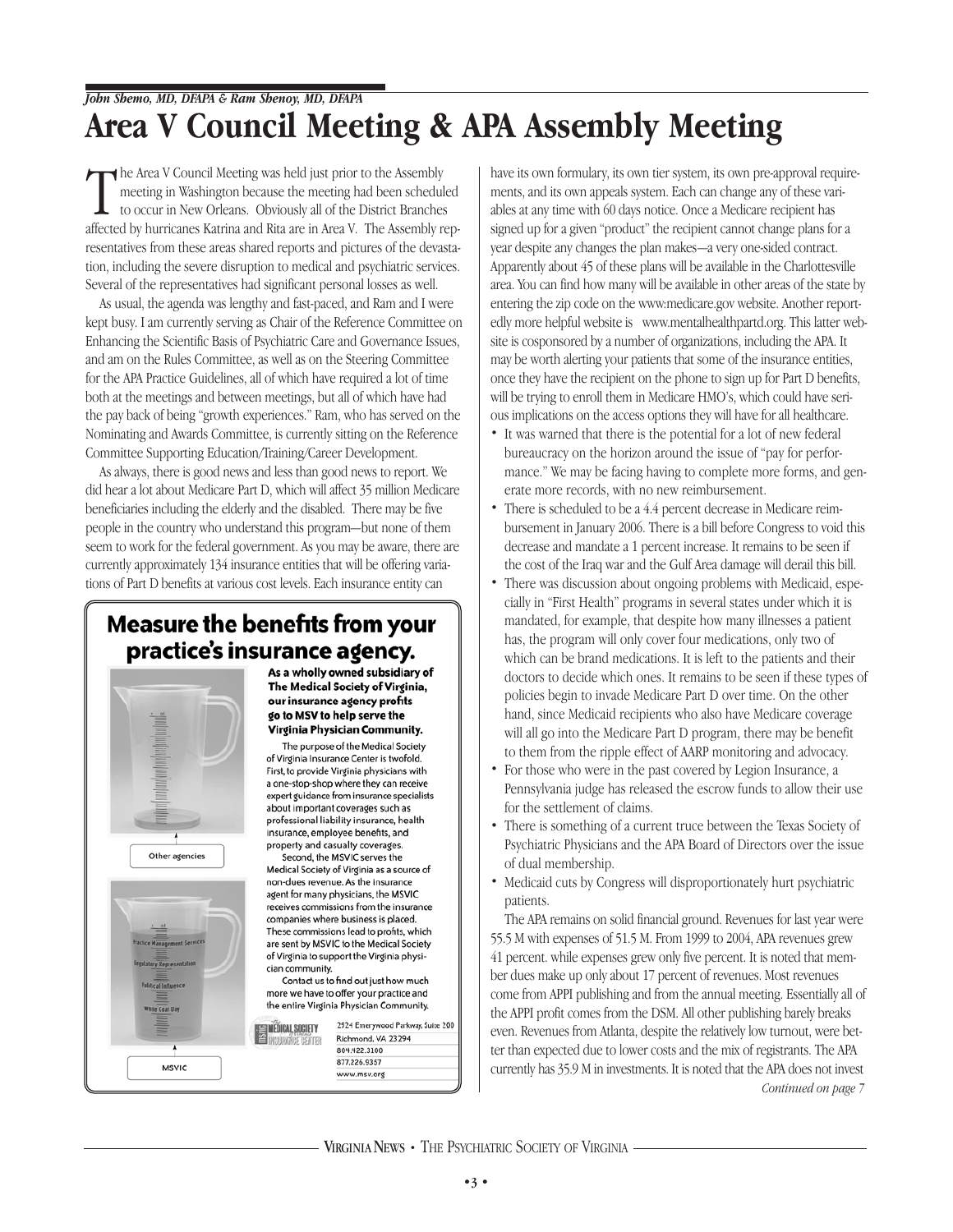*John Shemo, MD, DFAPA & Ram Shenoy, MD, DFAPA*

# Area V Council Meeting & APA Assembly Meeting

The Area V Council Meeting was held just prior to the Assembly meeting in Washington because the meeting had been scheduled to occur in New Orleans. Obviously all of the District Branches affected by hurricanes Katrina and Rita are in Area V. The Assembly representatives from these areas shared reports and pictures of the devastation, including the severe disruption to medical and psychiatric services. Several of the representatives had significant personal losses as well.

As usual, the agenda was lengthy and fast-paced, and Ram and I were kept busy. I am currently serving as Chair of the Reference Committee on Enhancing the Scientific Basis of Psychiatric Care and Governance Issues, and am on the Rules Committee, as well as on the Steering Committee for the APA Practice Guidelines, all of which have required a lot of time both at the meetings and between meetings, but all of which have had the pay back of being "growth experiences." Ram, who has served on the Nominating and Awards Committee, is currently sitting on the Reference Committee Supporting Education/Training/Career Development.

As always, there is good news and less than good news to report. We did hear a lot about Medicare Part D, which will affect 35 million Medicare beneficiaries including the elderly and the disabled. There may be five people in the country who understand this program—but none of them seem to work for the federal government. As you may be aware, there are currently approximately 134 insurance entities that will be offering variations of Part D benefits at various cost levels. Each insurance entity can have its own formulary, its own tier system, its own pre-approval requirements, and its own appeals system. Each can change any of these variables at any time with 60 days notice. Once a Medicare recipient has signed up for a given "product" the recipient cannot change plans for a year despite any changes the plan makes—a very one-sided contract. Apparently about 45 of these plans will be available in the Charlottesville area. You can find how many will be available in other areas of the state by entering the zip code on the www.medicare.gov website. Another reportedly more helpful website is www.mentalhealthpartd.org. This latter website is cosponsored by a number of organizations, including the APA. It may be worth alerting your patients that some of the insurance entities, once they have the recipient on the phone to sign up for Part D benefits, will be trying to enroll them in Medicare HMO's, which could have serious implications on the access options they will have for all healthcare.

- It was warned that there is the potential for a lot of new federal bureaucracy on the horizon around the issue of "pay for performance." We may be facing having to complete more forms, and generate more records, with no new reimbursement.
- There is scheduled to be a 4.4 percent decrease in Medicare reimbursement in January 2006. There is a bill before Congress to void this decrease and mandate a 1 percent increase. It remains to be seen if the cost of the Iraq war and the Gulf Area damage will derail this bill.
- There was discussion about ongoing problems with Medicaid, especially in "First Health" programs in several states under which it is mandated, for example, that despite how many illnesses a patient has, the program will only cover four medications, only two of which can be brand medications. It is left to the patients and their doctors to decide which ones. It remains to be seen if these types of policies begin to invade Medicare Part D over time. On the other hand, since Medicaid recipients who also have Medicare coverage will all go into the Medicare Part D program, there may be benefit to them from the ripple effect of AARP monitoring and advocacy.
- For those who were in the past covered by Legion Insurance, a Pennsylvania judge has released the escrow funds to allow their use for the settlement of claims.
- There is something of a current truce between the Texas Society of Psychiatric Physicians and the APA Board of Directors over the issue of dual membership.
- Medicaid cuts by Congress will disproportionately hurt psychiatric patients.

The APA remains on solid financial ground. Revenues for last year were 55.5 M with expenses of 51.5 M. From 1999 to 2004, APA revenues grew 41 percent. while expenses grew only five percent. It is noted that member dues make up only about 17 percent of revenues. Most revenues come from APPI publishing and from the annual meeting. Essentially all of the APPI profit comes from the DSM. All other publishing barely breaks even. Revenues from Atlanta, despite the relatively low turnout, were better than expected due to lower costs and the mix of registrants. The APA currently has 35.9 M in investments. It is noted that the APA does not invest

*Continued on page 7*

---

## Measure the benefits from your practice's insurance agency.

Other agencies

MSVIC

Practice Management Services
Regulatory Representation
Political Influence
White Coat Day

**As a wholly owned subsidiary of The Medical Society of Virginia, our insurance agency profits go to MSV to help serve the Virginia Physician Community.**

The purpose of the Medical Society of Virginia Insurance Center is twofold. First, to provide Virginia physicians with a one-stop-shop where they can receive expert guidance from insurance specialists about important coverages such as professional liability insurance, health insurance, employee benefits, and property and casualty coverages.

Second, the MSVIC serves the Medical Society of Virginia as a source of non-dues revenue. As the insurance agent for many physicians, the MSVIC receives commissions from the insurance companies where business is placed. These commissions lead to profits, which are sent by MSVIC to the Medical Society of Virginia to support the Virginia physician community.

Contact us to find out just how much more we have to offer your practice and the entire Virginia Physician Community.

The Medical Society of Virginia Insurance Center
2924 Emerywood Parkway, Suite 200
Richmond, VA 23294
804.422.3100
877.226.9357
www.msv.org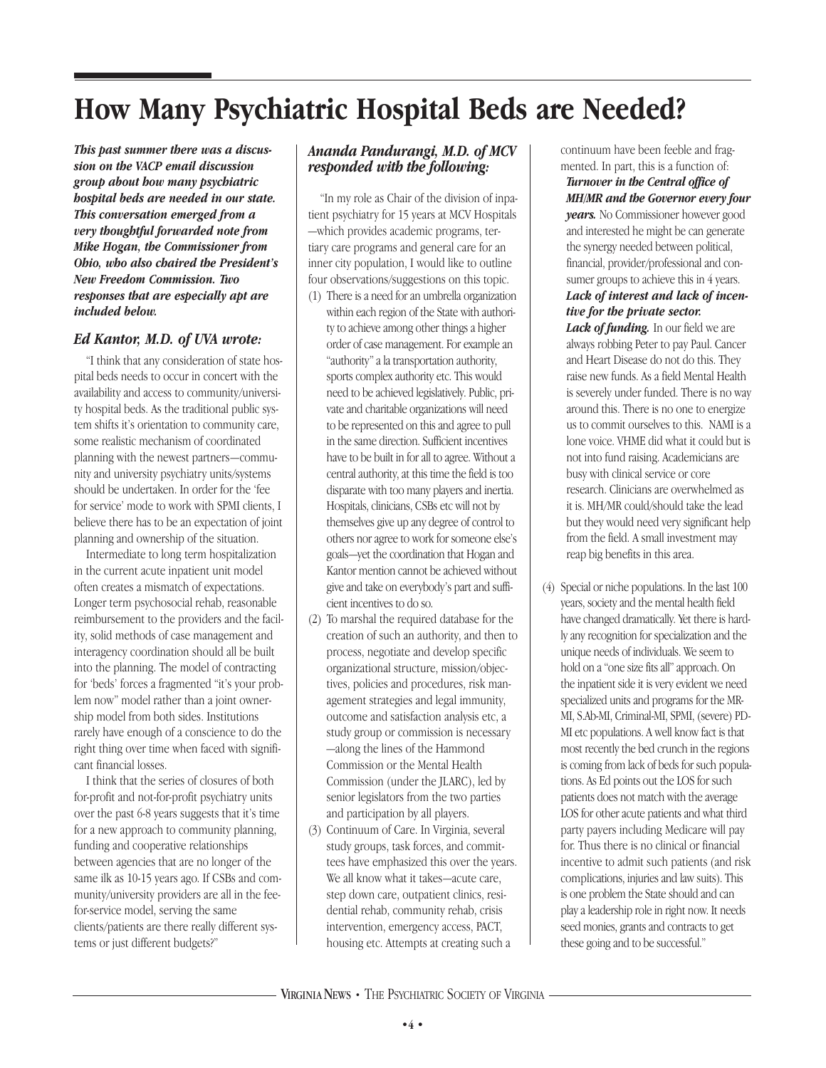# How Many Psychiatric Hospital Beds are Needed?

***This past summer there was a discussion on the VACP email discussion group about how many psychiatric hospital beds are needed in our state. This conversation emerged from a very thoughtful forwarded note from Mike Hogan, the Commissioner from Ohio, who also chaired the President's New Freedom Commission. Two responses that are especially apt are included below.***

### *Ed Kantor, M.D. of UVA wrote:*

"I think that any consideration of state hospital beds needs to occur in concert with the availability and access to community/university hospital beds. As the traditional public system shifts it's orientation to community care, some realistic mechanism of coordinated planning with the newest partners—community and university psychiatry units/systems should be undertaken. In order for the 'fee for service' mode to work with SPMI clients, I believe there has to be an expectation of joint planning and ownership of the situation.

Intermediate to long term hospitalization in the current acute inpatient unit model often creates a mismatch of expectations. Longer term psychosocial rehab, reasonable reimbursement to the providers and the facility, solid methods of case management and interagency coordination should all be built into the planning. The model of contracting for 'beds' forces a fragmented "it's your problem now" model rather than a joint ownership model from both sides. Institutions rarely have enough of a conscience to do the right thing over time when faced with significant financial losses.

I think that the series of closures of both for-profit and not-for-profit psychiatry units over the past 6-8 years suggests that it's time for a new approach to community planning, funding and cooperative relationships between agencies that are no longer of the same ilk as 10-15 years ago. If CSBs and community/university providers are all in the fee-for-service model, serving the same clients/patients are there really different systems or just different budgets?"

### *Ananda Pandurangi, M.D. of MCV responded with the following:*

"In my role as Chair of the division of inpatient psychiatry for 15 years at MCV Hospitals—which provides academic programs, tertiary care programs and general care for an inner city population, I would like to outline four observations/suggestions on this topic.

(1) There is a need for an umbrella organization within each region of the State with authority to achieve among other things a higher order of case management. For example an "authority" a la transportation authority, sports complex authority etc. This would need to be achieved legislatively. Public, private and charitable organizations will need to be represented on this and agree to pull in the same direction. Sufficient incentives have to be built in for all to agree. Without a central authority, at this time the field is too disparate with too many players and inertia. Hospitals, clinicians, CSBs etc will not by themselves give up any degree of control to others nor agree to work for someone else's goals—yet the coordination that Hogan and Kantor mention cannot be achieved without give and take on everybody's part and sufficient incentives to do so.

(2) To marshal the required database for the creation of such an authority, and then to process, negotiate and develop specific organizational structure, mission/objectives, policies and procedures, risk management strategies and legal immunity, outcome and satisfaction analysis etc, a study group or commission is necessary—along the lines of the Hammond Commission or the Mental Health Commission (under the JLARC), led by senior legislators from the two parties and participation by all players.

(3) Continuum of Care. In Virginia, several study groups, task forces, and committees have emphasized this over the years. We all know what it takes—acute care, step down care, outpatient clinics, residential rehab, community rehab, crisis intervention, emergency access, PACT, housing etc. Attempts at creating such a continuum have been feeble and fragmented. In part, this is a function of:
   ***Turnover in the Central office of MH/MR and the Governor every four years.*** No Commissioner however good and interested he might be can generate the synergy needed between political, financial, provider/professional and consumer groups to achieve this in 4 years.
   ***Lack of interest and lack of incentive for the private sector.***
   ***Lack of funding.*** In our field we are always robbing Peter to pay Paul. Cancer and Heart Disease do not do this. They raise new funds. As a field Mental Health is severely under funded. There is no way around this. There is no one to energize us to commit ourselves to this. NAMI is a lone voice. VHME did what it could but is not into fund raising. Academicians are busy with clinical service or core research. Clinicians are overwhelmed as it is. MH/MR could/should take the lead but they would need very significant help from the field. A small investment may reap big benefits in this area.

(4) Special or niche populations. In the last 100 years, society and the mental health field have changed dramatically. Yet there is hardly any recognition for specialization and the unique needs of individuals. We seem to hold on a "one size fits all" approach. On the inpatient side it is very evident we need specialized units and programs for the MR-MI, S.Ab-MI, Criminal-MI, SPMI, (severe) PD-MI etc populations. A well know fact is that most recently the bed crunch in the regions is coming from lack of beds for such populations. As Ed points out the LOS for such patients does not match with the average LOS for other acute patients and what third party payers including Medicare will pay for. Thus there is no clinical or financial incentive to admit such patients (and risk complications, injuries and law suits). This is one problem the State should and can play a leadership role in right now. It needs seed monies, grants and contracts to get these going and to be successful."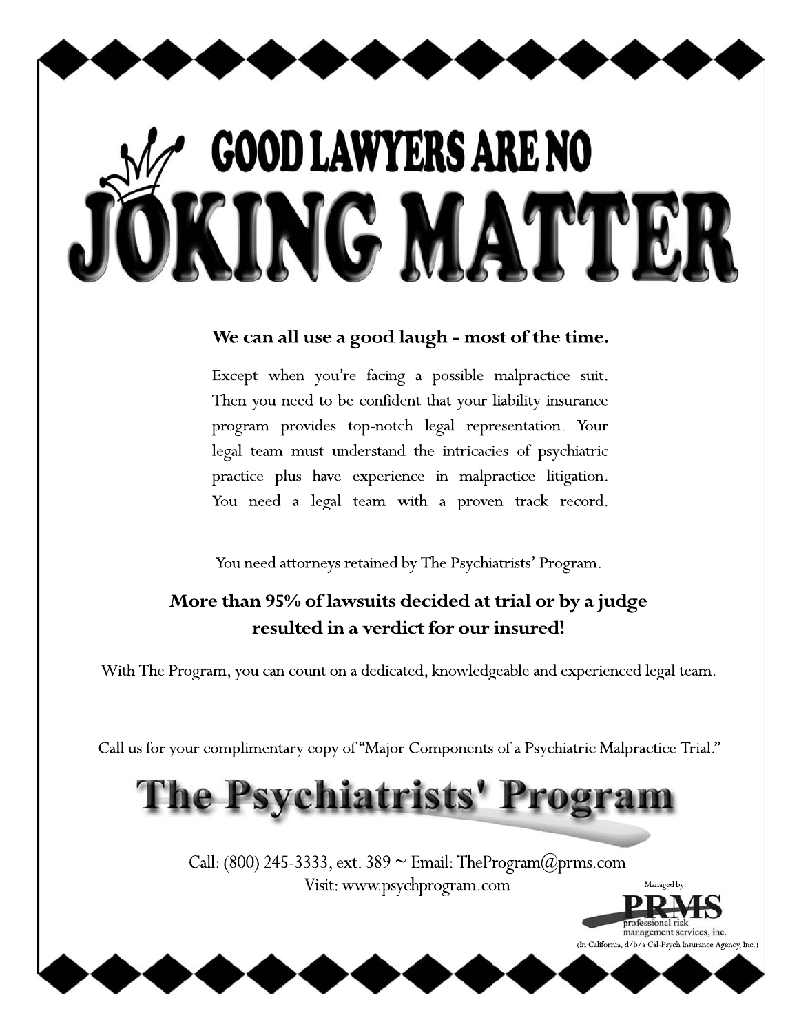# GOOD LAWYERS ARE NO JOKING MATTER

**We can all use a good laugh – most of the time.**

Except when you're facing a possible malpractice suit. Then you need to be confident that your liability insurance program provides top-notch legal representation. Your legal team must understand the intricacies of psychiatric practice plus have experience in malpractice litigation. You need a legal team with a proven track record.

You need attorneys retained by The Psychiatrists' Program.

**More than 95% of lawsuits decided at trial or by a judge resulted in a verdict for our insured!**

With The Program, you can count on a dedicated, knowledgeable and experienced legal team.

Call us for your complimentary copy of "Major Components of a Psychiatric Malpractice Trial."

## The Psychiatrists' Program

Call: (800) 245-3333, ext. 389 ~ Email: TheProgram@prms.com
Visit: www.psychprogram.com

Managed by:
PRMS
professional risk management services, inc.
(In California, d/b/a Cal-Psych Insurance Agency, Inc.)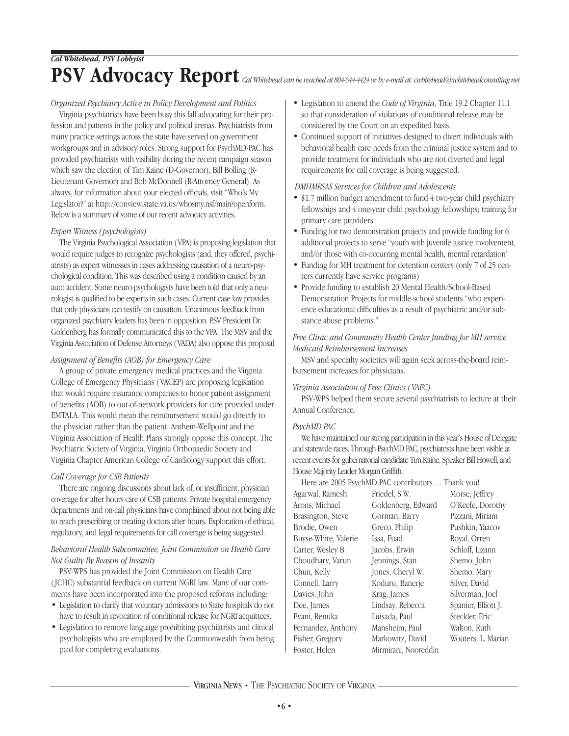***Cal Whitehead, PSV Lobbyist***

# PSV Advocacy Report

*Cal Whitehead can be reached at 804-644-4424 or by e-mail at: cwhitehead@whiteheadconsulting.net*

*Organized Psychiatry Active in Policy Development and Politics*

Virginia psychiatrists have been busy this fall advocating for their profession and patients in the policy and political arenas. Psychiatrists from many practice settings across the state have served on government workgroups and in advisory roles. Strong support for PsychMD-PAC has provided psychiatrists with visibility during the recent campaign season which saw the election of Tim Kaine (D-Governor), Bill Bolling (R-Lieutenant Governor) and Bob McDonnell (R-Attorney General). As always, for information about your elected officials, visit "Who's My Legislator?" at http://conview.state.va.us/whosmy.nsf/main?openform. Below is a summary of some of our recent advocacy activities.

*Expert Witness (psychologists)*

The Virginia Psychological Association (VPA) is proposing legislation that would require judges to recognize psychologists (and, they offered, psychiatrists) as expert witnesses in cases addressing causation of a neuro-psychological condition. This was described using a condition caused by an auto accident. Some neuro-psychologists have been told that only a neurologist is qualified to be experts in such cases. Current case law provides that only physicians can testify on causation. Unanimous feedback from organized psychiatry leaders has been in opposition. PSV President Dr. Goldenberg has formally communicated this to the VPA. The MSV and the Virginia Association of Defense Attorneys (VADA) also oppose this proposal.

*Assignment of Benefits (AOB) for Emergency Care*

A group of private emergency medical practices and the Virginia College of Emergency Physicians (VACEP) are proposing legislation that would require insurance companies to honor patient assignment of benefits (AOB) to out-of-network providers for care provided under EMTALA. This would mean the reimbursement would go directly to the physician rather than the patient. Anthem-Wellpoint and the Virginia Association of Health Plans strongly oppose this concept. The Psychiatric Society of Virginia, Virginia Orthopaedic Society and Virginia Chapter American College of Cardiology support this effort.

*Call Coverage for CSB Patients*

There are ongoing discussions about lack of, or insufficient, physician coverage for after hours care of CSB patients. Private hospital emergency departments and on-call physicians have complained about not being able to reach prescribing or treating doctors after hours. Exploration of ethical, regulatory, and legal requirements for call coverage is being suggested.

*Behavioral Health Subcommittee, Joint Commission on Health Care Not Guilty By Reason of Insanity*

PSV-WPS has provided the Joint Commission on Health Care (JCHC) substantial feedback on current NGRI law. Many of our comments have been incorporated into the proposed reforms including:

- Legislation to clarify that voluntary admissions to State hospitals do not have to result in revocation of conditional release for NGRI acquittees.
- Legislation to remove language prohibiting psychiatrists and clinical psychologists who are employed by the Commonwealth from being paid for completing evaluations.
- Legislation to amend the *Code of Virginia*, Title 19.2 Chapter 11.1 so that consideration of violations of conditional release may be considered by the Court on an expedited basis.
- Continued support of initiatives designed to divert individuals with behavioral health care needs from the criminal justice system and to provide treatment for individuals who are not diverted and legal requirements for call coverage is being suggested.

*DMHMRSAS Services for Children and Adolescents*

- $1.7 million budget amendment to fund 4 two-year child psychiatry fellowships and 4 one-year child psychology fellowships; training for primary care providers
- Funding for two demonstration projects and provide funding for 6 additional projects to serve "youth with juvenile justice involvement, and/or those with co-occurring mental health, mental retardation"
- Funding for MH treatment for detention centers (only 7 of 25 centers currently have service programs)
- Provide funding to establish 20 Mental Health/School-Based Demonstration Projects for middle-school students "who experience educational difficulties as a result of psychiatric and/or substance abuse problems."

*Free Clinic and Community Health Center funding for MH service Medicaid Reimbursement Increases*

MSV and specialty societies will again seek across-the-board reimbursement increases for physicians.

*Virginia Association of Free Clinics (VAFC)*

PSV-WPS helped them secure several psychiatrists to lecture at their Annual Conference.

*PsychMD PAC*

We have maintained our strong participation in this year's House of Delegate and statewide races. Through PsychMD PAC, psychiatrists have been visible at recent events for gubernatorial candidate Tim Kaine, Speaker Bill Howell, and House Majority Leader Morgan Griffith.

Here are 2005 PsychMD PAC contributors… Thank you!

Agarwal, Ramesh
Arons, Michael
Brasington, Steve
Brodie, Owen
Buyse-White, Valerie
Carter, Wesley B.
Choudhary, Varun
Chun, Kelly
Connell, Larry
Davies, John
Dee, James
Evani, Renuka
Fernandez, Anthony
Fisher, Gregory
Foster, Helen
Friedel, S.W.
Goldenberg, Edward
Gorman, Barry
Greco, Philip
Issa, Fuad
Jacobs, Erwin
Jennings, Stan
Jones, Cheryl W.
Koduru, Banerje
Krag, James
Lindsay, Rebecca
Luisada, Paul
Mansheim, Paul
Markowitz, David
Mirmirani, Nooreddin
Morse, Jeffrey
O'Keefe, Dorothy
Pizzani, Miriam
Pushkin, Yaacov
Royal, Orren
Schloff, Lizann
Shemo, John
Shemo, Mary
Silver, David
Silverman, Joel
Spanier, Elliott J.
Steckler, Eric
Walton, Ruth
Wouters, L. Marian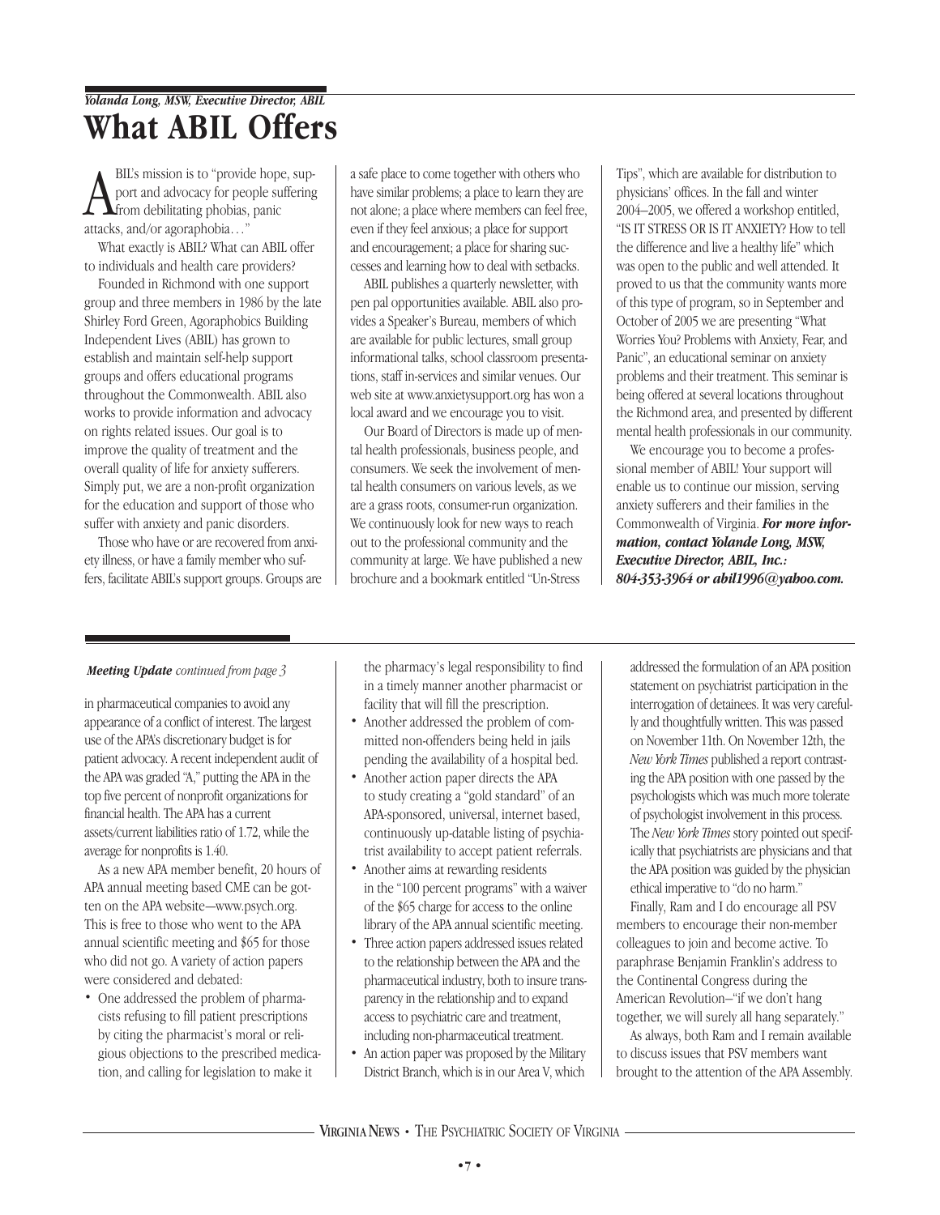*Yolanda Long, MSW, Executive Director, ABIL*

# What ABIL Offers

ABIL's mission is to "provide hope, support and advocacy for people suffering from debilitating phobias, panic attacks, and/or agoraphobia…"

What exactly is ABIL? What can ABIL offer to individuals and health care providers?

Founded in Richmond with one support group and three members in 1986 by the late Shirley Ford Green, Agoraphobics Building Independent Lives (ABIL) has grown to establish and maintain self-help support groups and offers educational programs throughout the Commonwealth. ABIL also works to provide information and advocacy on rights related issues. Our goal is to improve the quality of treatment and the overall quality of life for anxiety sufferers. Simply put, we are a non-profit organization for the education and support of those who suffer with anxiety and panic disorders.

Those who have or are recovered from anxiety illness, or have a family member who suffers, facilitate ABIL's support groups. Groups are a safe place to come together with others who have similar problems; a place to learn they are not alone; a place where members can feel free, even if they feel anxious; a place for support and encouragement; a place for sharing successes and learning how to deal with setbacks.

ABIL publishes a quarterly newsletter, with pen pal opportunities available. ABIL also provides a Speaker's Bureau, members of which are available for public lectures, small group informational talks, school classroom presentations, staff in-services and similar venues. Our web site at www.anxietysupport.org has won a local award and we encourage you to visit.

Our Board of Directors is made up of mental health professionals, business people, and consumers. We seek the involvement of mental health consumers on various levels, as we are a grass roots, consumer-run organization. We continuously look for new ways to reach out to the professional community and the community at large. We have published a new brochure and a bookmark entitled "Un-Stress Tips", which are available for distribution to physicians' offices. In the fall and winter 2004–2005, we offered a workshop entitled, "IS IT STRESS OR IS IT ANXIETY? How to tell the difference and live a healthy life" which was open to the public and well attended. It proved to us that the community wants more of this type of program, so in September and October of 2005 we are presenting "What Worries You? Problems with Anxiety, Fear, and Panic", an educational seminar on anxiety problems and their treatment. This seminar is being offered at several locations throughout the Richmond area, and presented by different mental health professionals in our community.

We encourage you to become a professional member of ABIL! Your support will enable us to continue our mission, serving anxiety sufferers and their families in the Commonwealth of Virginia. ***For more information, contact Yolande Long, MSW, Executive Director, ABIL, Inc.: 804-353-3964 or abil1996@yahoo.com.***

---

***Meeting Update*** *continued from page 3*

in pharmaceutical companies to avoid any appearance of a conflict of interest. The largest use of the APA's discretionary budget is for patient advocacy. A recent independent audit of the APA was graded "A," putting the APA in the top five percent of nonprofit organizations for financial health. The APA has a current assets/current liabilities ratio of 1.72, while the average for nonprofits is 1.40.

As a new APA member benefit, 20 hours of APA annual meeting based CME can be gotten on the APA website—www.psych.org. This is free to those who went to the APA annual scientific meeting and $65 for those who did not go. A variety of action papers were considered and debated:

- One addressed the problem of pharmacists refusing to fill patient prescriptions by citing the pharmacist's moral or religious objections to the prescribed medication, and calling for legislation to make it the pharmacy's legal responsibility to find in a timely manner another pharmacist or facility that will fill the prescription.
- Another addressed the problem of committed non-offenders being held in jails pending the availability of a hospital bed.
- Another action paper directs the APA to study creating a "gold standard" of an APA-sponsored, universal, internet based, continuously up-datable listing of psychiatrist availability to accept patient referrals.
- Another aims at rewarding residents in the "100 percent programs" with a waiver of the $65 charge for access to the online library of the APA annual scientific meeting.
- Three action papers addressed issues related to the relationship between the APA and the pharmaceutical industry, both to insure transparency in the relationship and to expand access to psychiatric care and treatment, including non-pharmaceutical treatment.
- An action paper was proposed by the Military District Branch, which is in our Area V, which addressed the formulation of an APA position statement on psychiatrist participation in the interrogation of detainees. It was very carefully and thoughtfully written. This was passed on November 11th. On November 12th, the *New York Times* published a report contrasting the APA position with one passed by the psychologists which was much more tolerate of psychologist involvement in this process. The *New York Times* story pointed out specifically that psychiatrists are physicians and that the APA position was guided by the physician ethical imperative to "do no harm."

Finally, Ram and I do encourage all PSV members to encourage their non-member colleagues to join and become active. To paraphrase Benjamin Franklin's address to the Continental Congress during the American Revolution—"if we don't hang together, we will surely all hang separately."

As always, both Ram and I remain available to discuss issues that PSV members want brought to the attention of the APA Assembly.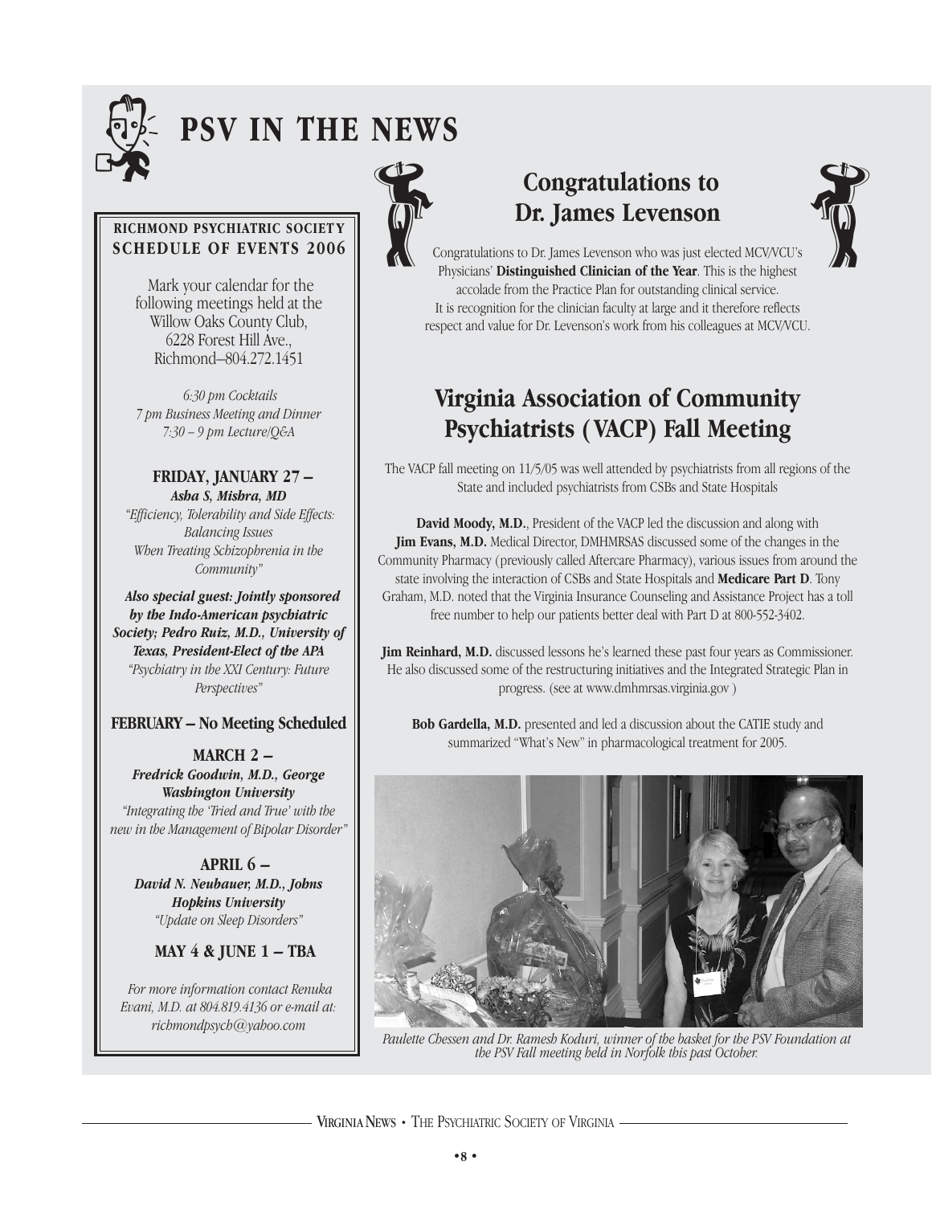# PSV IN THE NEWS

## RICHMOND PSYCHIATRIC SOCIETY SCHEDULE OF EVENTS 2006

Mark your calendar for the following meetings held at the Willow Oaks County Club, 6228 Forest Hill Ave., Richmond–804.272.1451

*6:30 pm Cocktails*
*7 pm Business Meeting and Dinner*
*7:30 – 9 pm Lecture/Q&A*

**FRIDAY, JANUARY 27 –**
***Asha S, Mishra, MD***
*"Efficiency, Tolerability and Side Effects: Balancing Issues When Treating Schizophrenia in the Community"*

***Also special guest: Jointly sponsored by the Indo-American psychiatric Society; Pedro Ruiz, M.D., University of Texas, President-Elect of the APA***
*"Psychiatry in the XXI Century: Future Perspectives"*

**FEBRUARY – No Meeting Scheduled**

**MARCH 2 –**
***Fredrick Goodwin, M.D., George Washington University***
*"Integrating the 'Tried and True' with the new in the Management of Bipolar Disorder"*

**APRIL 6 –**
***David N. Neubauer, M.D., Johns Hopkins University***
*"Update on Sleep Disorders"*

**MAY 4 & JUNE 1 – TBA**

*For more information contact Renuka Evani, M.D. at 804.819.4136 or e-mail at: richmondpsych@yahoo.com*

## Congratulations to Dr. James Levenson

Congratulations to Dr. James Levenson who was just elected MCV/VCU's Physicians' **Distinguished Clinician of the Year**. This is the highest accolade from the Practice Plan for outstanding clinical service. It is recognition for the clinician faculty at large and it therefore reflects respect and value for Dr. Levenson's work from his colleagues at MCV/VCU.

## Virginia Association of Community Psychiatrists (VACP) Fall Meeting

The VACP fall meeting on 11/5/05 was well attended by psychiatrists from all regions of the State and included psychiatrists from CSBs and State Hospitals

**David Moody, M.D.**, President of the VACP led the discussion and along with **Jim Evans, M.D.** Medical Director, DMHMRSAS discussed some of the changes in the Community Pharmacy (previously called Aftercare Pharmacy), various issues from around the state involving the interaction of CSBs and State Hospitals and **Medicare Part D**. Tony Graham, M.D. noted that the Virginia Insurance Counseling and Assistance Project has a toll free number to help our patients better deal with Part D at 800-552-3402.

**Jim Reinhard, M.D.** discussed lessons he's learned these past four years as Commissioner. He also discussed some of the restructuring initiatives and the Integrated Strategic Plan in progress. (see at www.dmhmrsas.virginia.gov )

**Bob Gardella, M.D.** presented and led a discussion about the CATIE study and summarized "What's New" in pharmacological treatment for 2005.

*Paulette Chessen and Dr. Ramesh Koduri, winner of the basket for the PSV Foundation at the PSV Fall meeting held in Norfolk this past October.*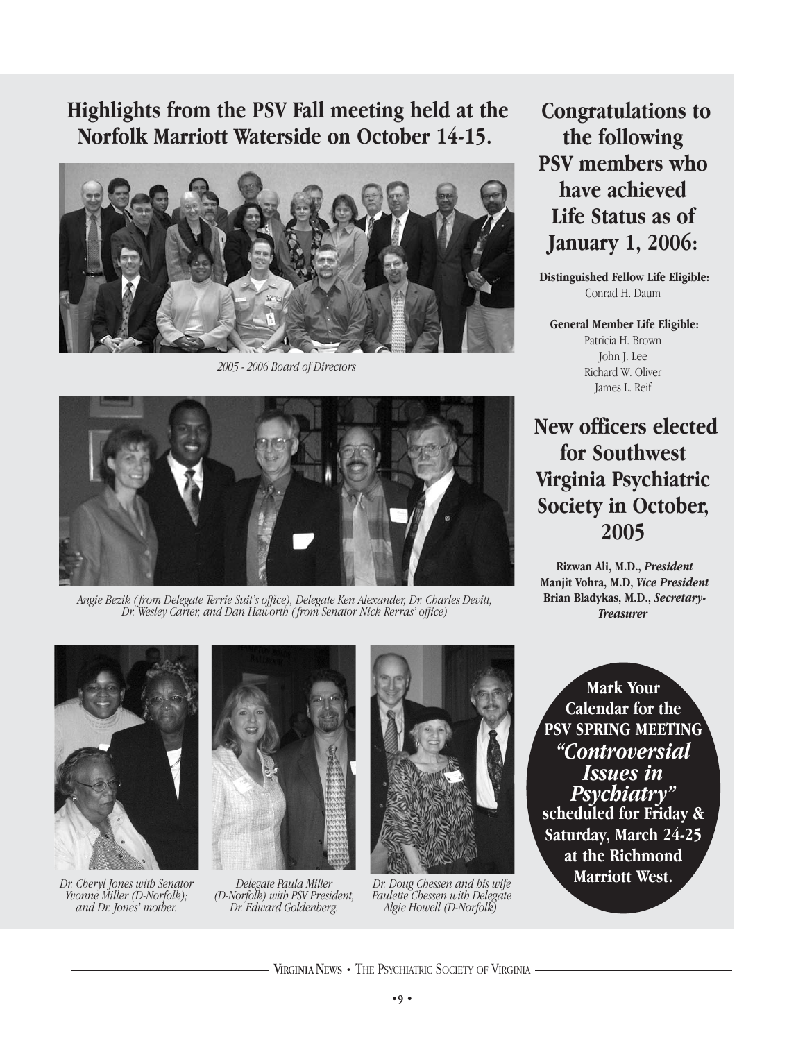## Highlights from the PSV Fall meeting held at the Norfolk Marriott Waterside on October 14-15.

*2005 - 2006 Board of Directors*

*Angie Bezik (from Delegate Terrie Suit's office), Delegate Ken Alexander, Dr. Charles Devitt, Dr. Wesley Carter, and Dan Haworth (from Senator Nick Rerras' office)*

*Dr. Cheryl Jones with Senator Yvonne Miller (D-Norfolk); and Dr. Jones' mother.*

*Delegate Paula Miller (D-Norfolk) with PSV President, Dr. Edward Goldenberg.*

*Dr. Doug Chessen and his wife Paulette Chessen with Delegate Algie Howell (D-Norfolk).*

## Congratulations to the following PSV members who have achieved Life Status as of January 1, 2006:

**Distinguished Fellow Life Eligible:**
Conrad H. Daum

**General Member Life Eligible:**
Patricia H. Brown
John J. Lee
Richard W. Oliver
James L. Reif

## New officers elected for Southwest Virginia Psychiatric Society in October, 2005

**Rizwan Ali, M.D.,** ***President***
**Manjit Vohra, M.D,** ***Vice President***
**Brian Bladykas, M.D.,** ***Secretary-Treasurer***

**Mark Your Calendar for the PSV SPRING MEETING**
***"Controversial Issues in Psychiatry"***
**scheduled for Friday & Saturday, March 24-25 at the Richmond Marriott West.**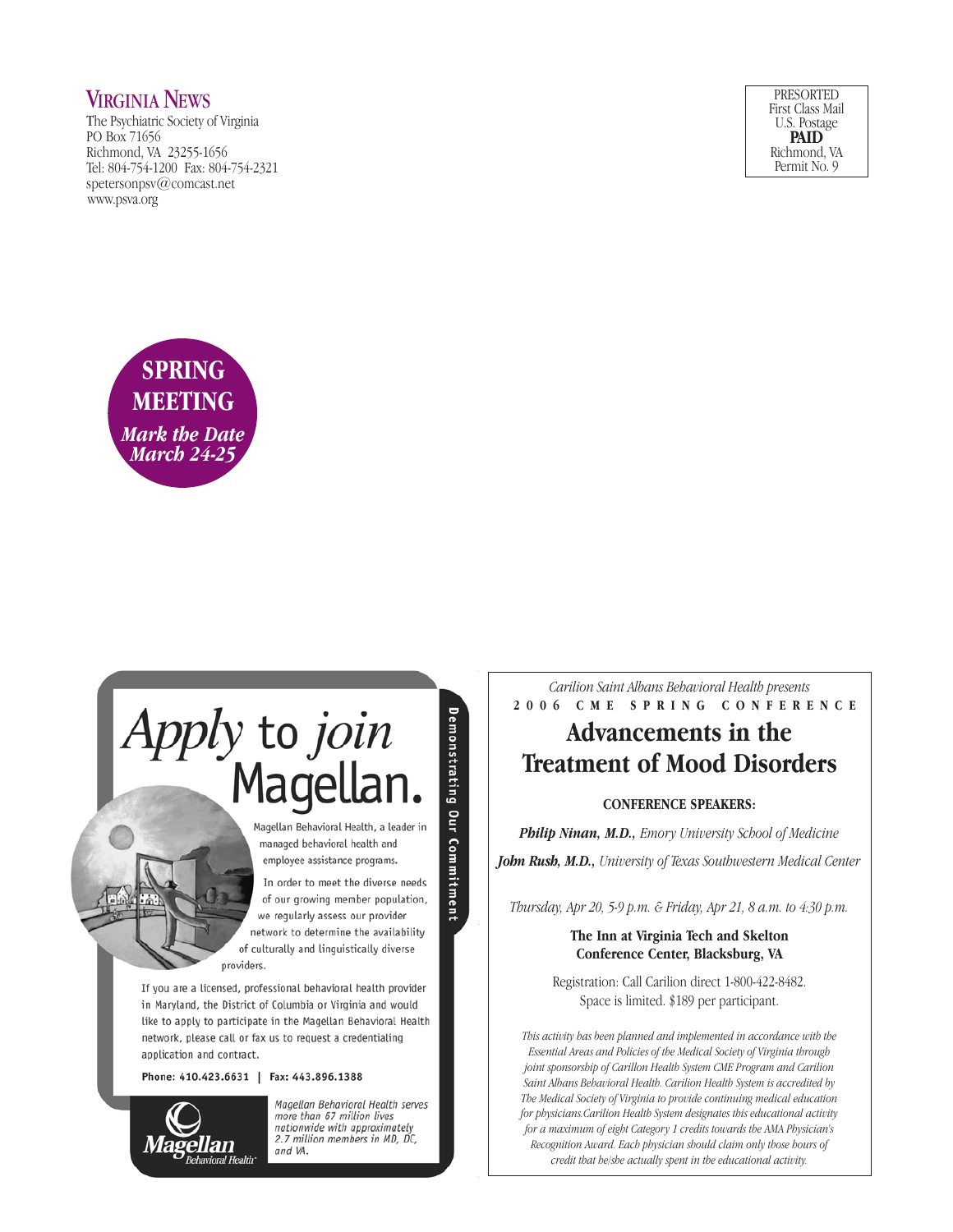**VIRGINIA NEWS**

The Psychiatric Society of Virginia
PO Box 71656
Richmond, VA 23255-1656
Tel: 804-754-1200 Fax: 804-754-2321
spetersonpsv@comcast.net
www.psva.org

PRESORTED
First Class Mail
U.S. Postage
**PAID**
Richmond, VA
Permit No. 9

**SPRING MEETING**
***Mark the Date March 24-25***

# *Apply* to *join* Magellan.

Demonstrating Our Commitment

Magellan Behavioral Health, a leader in managed behavioral health and employee assistance programs.

In order to meet the diverse needs of our growing member population, we regularly assess our provider network to determine the availability of culturally and linguistically diverse providers.

If you are a licensed, professional behavioral health provider in Maryland, the District of Columbia or Virginia and would like to apply to participate in the Magellan Behavioral Health network, please call or fax us to request a credentialing application and contract.

**Phone: 410.423.6631 | Fax: 443.896.1388**

Magellan Behavioral Health

*Magellan Behavioral Health serves more than 67 million lives nationwide with approximately 2.7 million members in MD, DC, and VA.*

*Carilion Saint Albans Behavioral Health presents*

**2006 CME SPRING CONFERENCE**

## Advancements in the Treatment of Mood Disorders

**CONFERENCE SPEAKERS:**

***Philip Ninan, M.D.,*** *Emory University School of Medicine*

***John Rush, M.D.,*** *University of Texas Southwestern Medical Center*

*Thursday, Apr 20, 5-9 p.m. & Friday, Apr 21, 8 a.m. to 4:30 p.m.*

**The Inn at Virginia Tech and Skelton Conference Center, Blacksburg, VA**

Registration: Call Carilion direct 1-800-422-8482.
Space is limited. $189 per participant.

*This activity has been planned and implemented in accordance with the Essential Areas and Policies of the Medical Society of Virginia through joint sponsorship of Carillon Health System CME Program and Carilion Saint Albans Behavioral Health. Carilion Health System is accredited by The Medical Society of Virginia to provide continuing medical education for physicians.Carilion Health System designates this educational activity for a maximum of eight Category 1 credits towards the AMA Physician's Recognition Award. Each physician should claim only those hours of credit that he/she actually spent in the educational activity.*